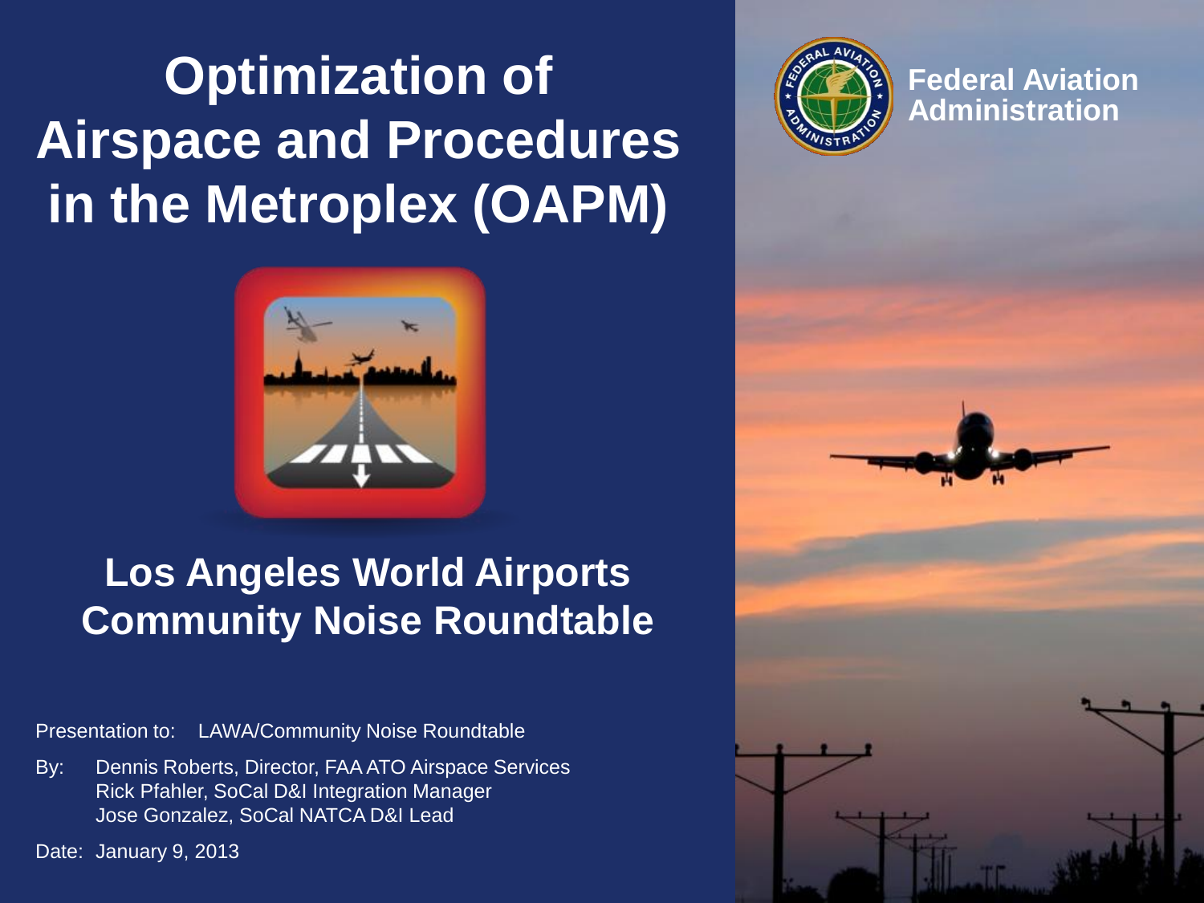# Optimization of Airspace and Procedures in the Metroplex (OAPM)

Federal Aviation Administration

## Los Angeles World Airports Community Noise Roundtable

Presentation to: LAWA/Community Noise Roundtable

By: Dennis Roberts, Director, FAA ATO Airspace Services
Rick Pfahler, SoCal D&I Integration Manager
Jose Gonzalez, SoCal NATCA D&I Lead

Date: January 9, 2013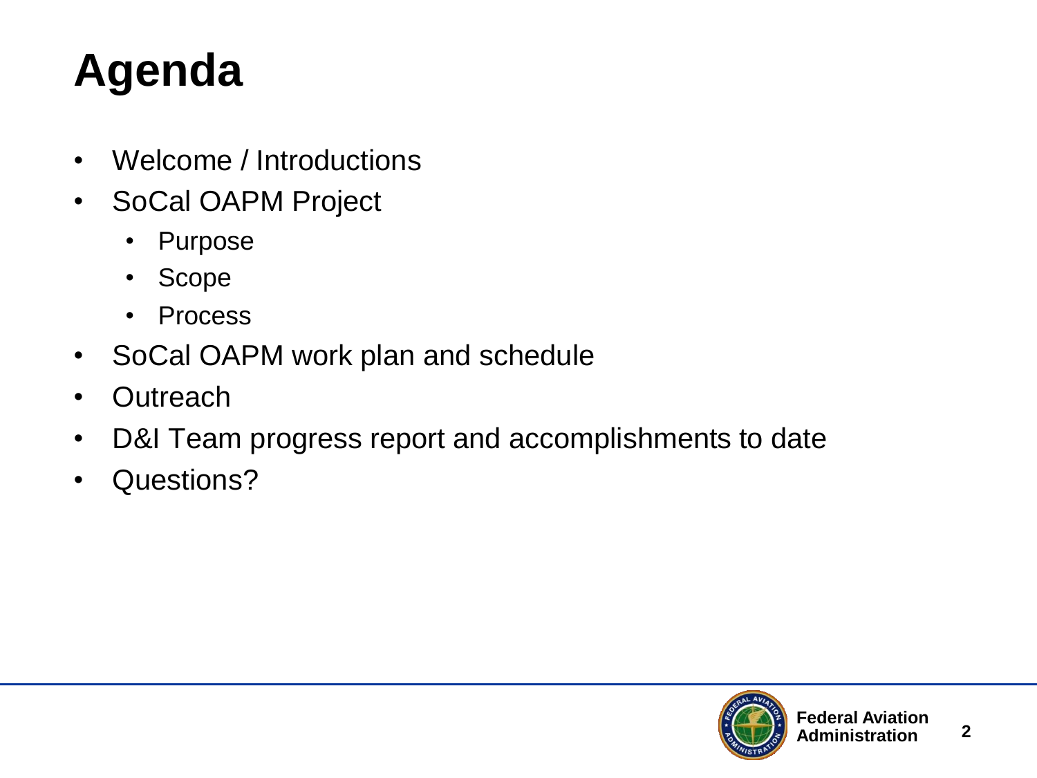# Agenda

- Welcome / Introductions
- SoCal OAPM Project
  - Purpose
  - Scope
  - Process
- SoCal OAPM work plan and schedule
- Outreach
- D&I Team progress report and accomplishments to date
- Questions?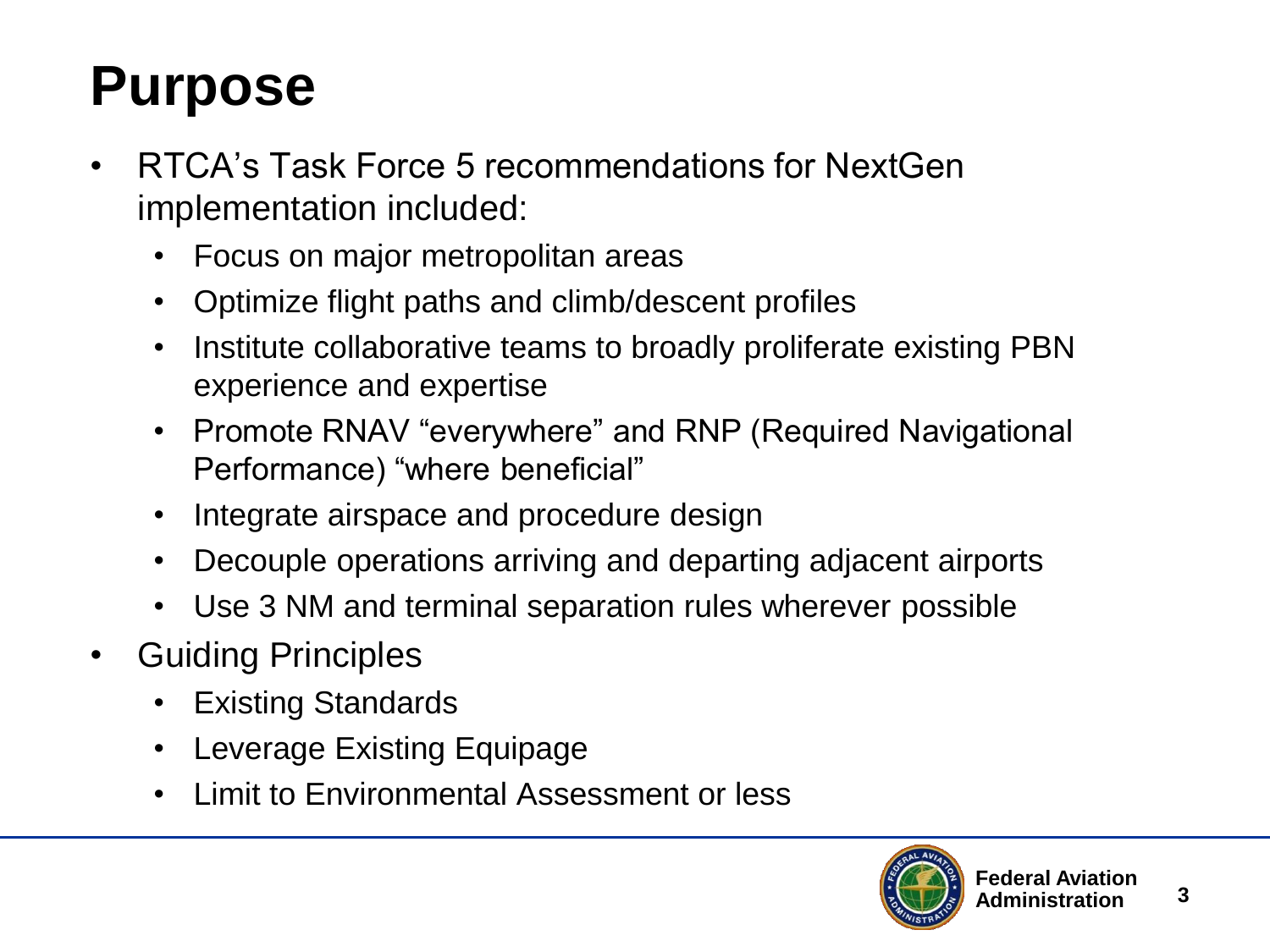# Purpose

- RTCA's Task Force 5 recommendations for NextGen implementation included:
  - Focus on major metropolitan areas
  - Optimize flight paths and climb/descent profiles
  - Institute collaborative teams to broadly proliferate existing PBN experience and expertise
  - Promote RNAV "everywhere" and RNP (Required Navigational Performance) "where beneficial"
  - Integrate airspace and procedure design
  - Decouple operations arriving and departing adjacent airports
  - Use 3 NM and terminal separation rules wherever possible
- Guiding Principles
  - Existing Standards
  - Leverage Existing Equipage
  - Limit to Environmental Assessment or less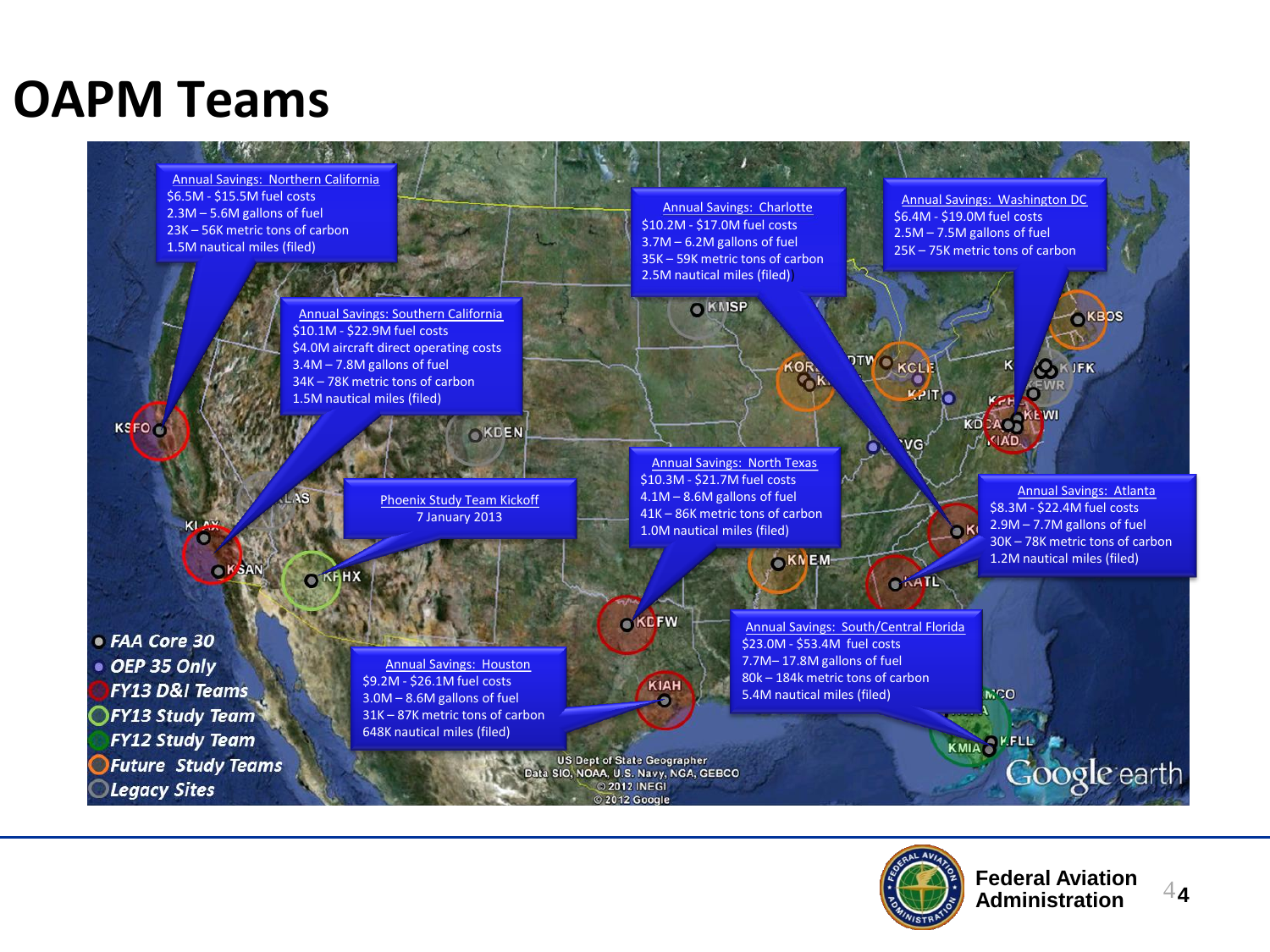# OAPM Teams

**Annual Savings: Northern California**
$6.5M - $15.5M fuel costs
2.3M – 5.6M gallons of fuel
23K – 56K metric tons of carbon
1.5M nautical miles (filed)

**Annual Savings: Southern California**
$10.1M - $22.9M fuel costs
$4.0M aircraft direct operating costs
3.4M – 7.8M gallons of fuel
34K – 78K metric tons of carbon
1.5M nautical miles (filed)

**Phoenix Study Team Kickoff**
7 January 2013

**Annual Savings: Charlotte**
$10.2M - $17.0M fuel costs
3.7M – 6.2M gallons of fuel
35K – 59K metric tons of carbon
2.5M nautical miles (filed)

**Annual Savings: Washington DC**
$6.4M - $19.0M fuel costs
2.5M – 7.5M gallons of fuel
25K – 75K metric tons of carbon

**Annual Savings: North Texas**
$10.3M - $21.7M fuel costs
4.1M – 8.6M gallons of fuel
41K – 86K metric tons of carbon
1.0M nautical miles (filed)

**Annual Savings: Atlanta**
$8.3M - $22.4M fuel costs
2.9M – 7.7M gallons of fuel
30K – 78K metric tons of carbon
1.2M nautical miles (filed)

**Annual Savings: Houston**
$9.2M - $26.1M fuel costs
3.0M – 8.6M gallons of fuel
31K – 87K metric tons of carbon
648K nautical miles (filed)

**Annual Savings: South/Central Florida**
$23.0M - $53.4M fuel costs
7.7M– 17.8M gallons of fuel
80k – 184k metric tons of carbon
5.4M nautical miles (filed)

Legend:
- FAA Core 30
- OEP 35 Only
- FY13 D&I Teams
- FY13 Study Team
- FY12 Study Team
- Future Study Teams
- Legacy Sites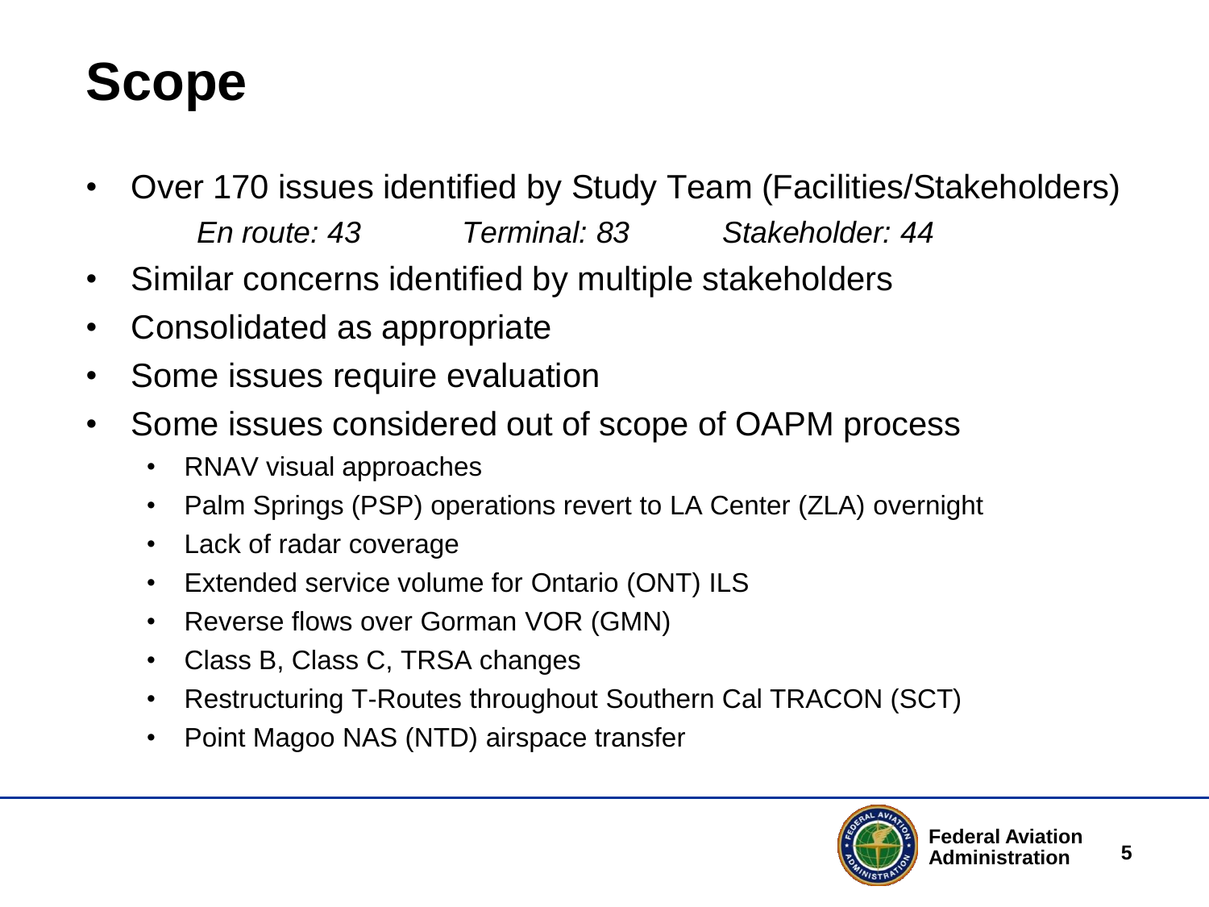# Scope

- Over 170 issues identified by Study Team (Facilities/Stakeholders)

  *En route: 43 Terminal: 83 Stakeholder: 44*

- Similar concerns identified by multiple stakeholders
- Consolidated as appropriate
- Some issues require evaluation
- Some issues considered out of scope of OAPM process
  - RNAV visual approaches
  - Palm Springs (PSP) operations revert to LA Center (ZLA) overnight
  - Lack of radar coverage
  - Extended service volume for Ontario (ONT) ILS
  - Reverse flows over Gorman VOR (GMN)
  - Class B, Class C, TRSA changes
  - Restructuring T-Routes throughout Southern Cal TRACON (SCT)
  - Point Magoo NAS (NTD) airspace transfer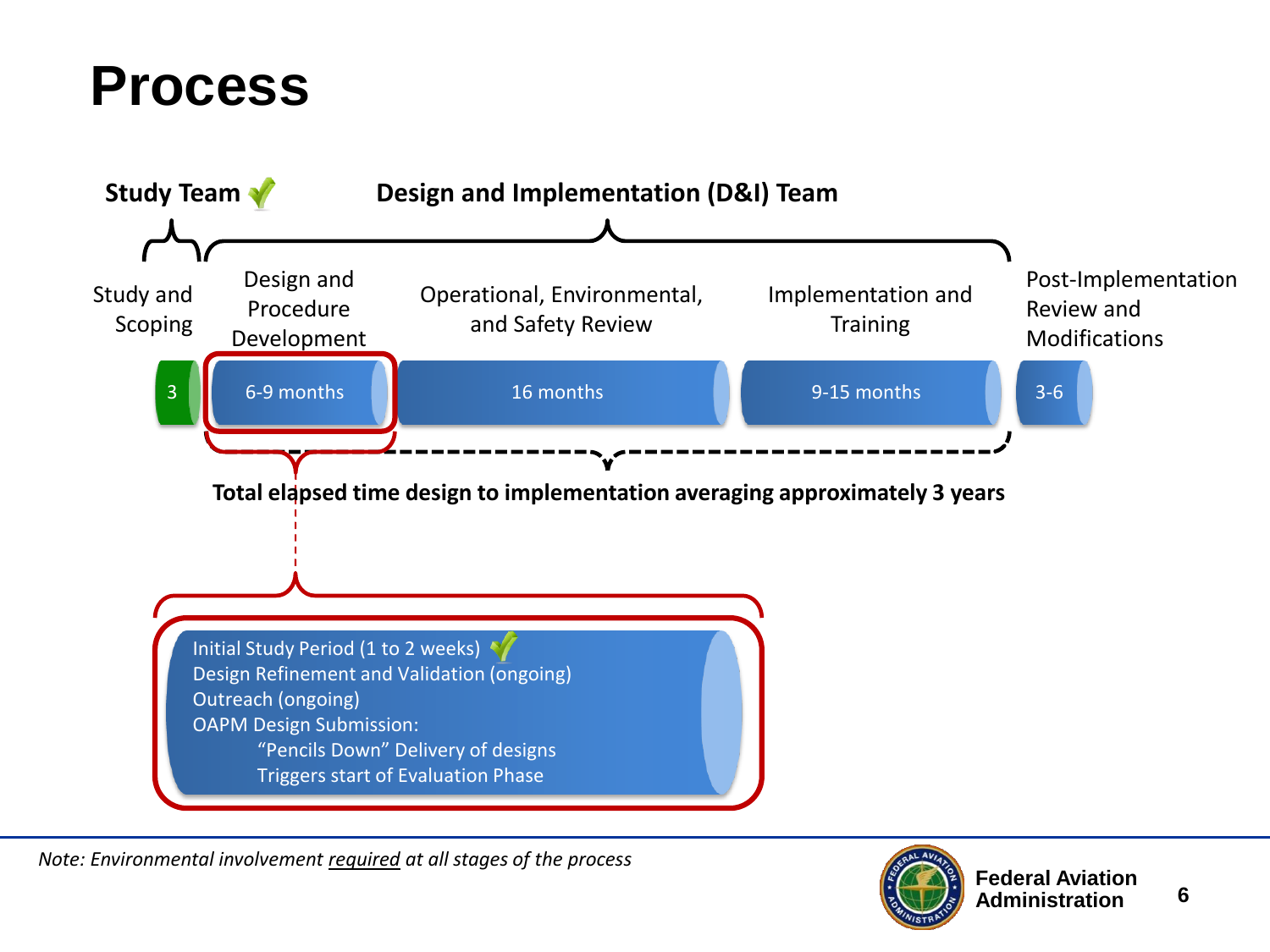# Process

**Study Team** ✓ **Design and Implementation (D&I) Team**

| Study and Scoping | Design and Procedure Development | Operational, Environmental, and Safety Review | Implementation and Training | Post-Implementation Review and Modifications |
|---|---|---|---|---|
| 3 | 6-9 months | 16 months | 9-15 months | 3-6 |

**Total elapsed time design to implementation averaging approximately 3 years**

- Initial Study Period (1 to 2 weeks) ✓
- Design Refinement and Validation (ongoing)
- Outreach (ongoing)
- OAPM Design Submission:
  - "Pencils Down" Delivery of designs
  - Triggers start of Evaluation Phase

*Note: Environmental involvement required at all stages of the process*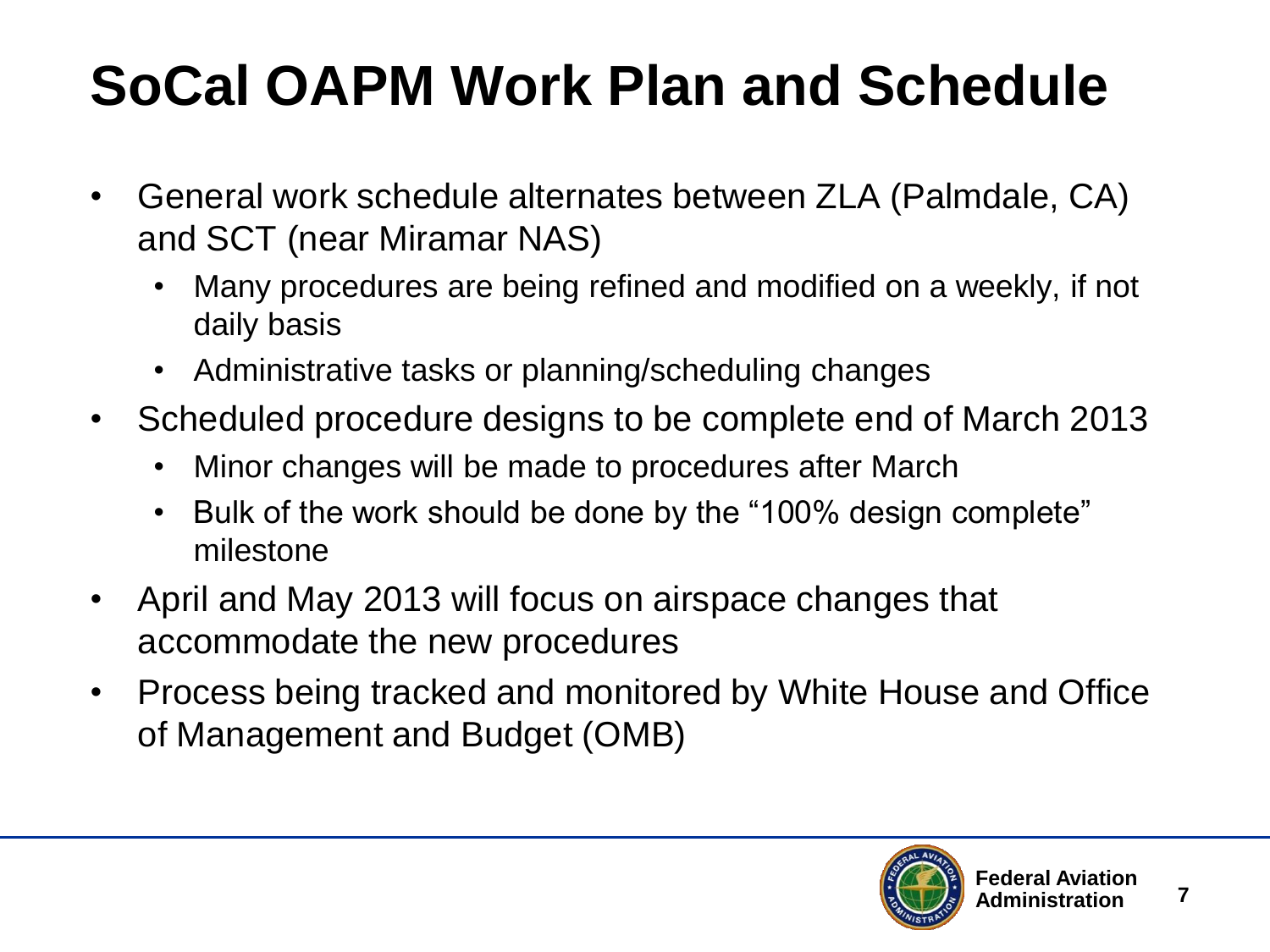# SoCal OAPM Work Plan and Schedule

- General work schedule alternates between ZLA (Palmdale, CA) and SCT (near Miramar NAS)
  - Many procedures are being refined and modified on a weekly, if not daily basis
  - Administrative tasks or planning/scheduling changes
- Scheduled procedure designs to be complete end of March 2013
  - Minor changes will be made to procedures after March
  - Bulk of the work should be done by the "100% design complete" milestone
- April and May 2013 will focus on airspace changes that accommodate the new procedures
- Process being tracked and monitored by White House and Office of Management and Budget (OMB)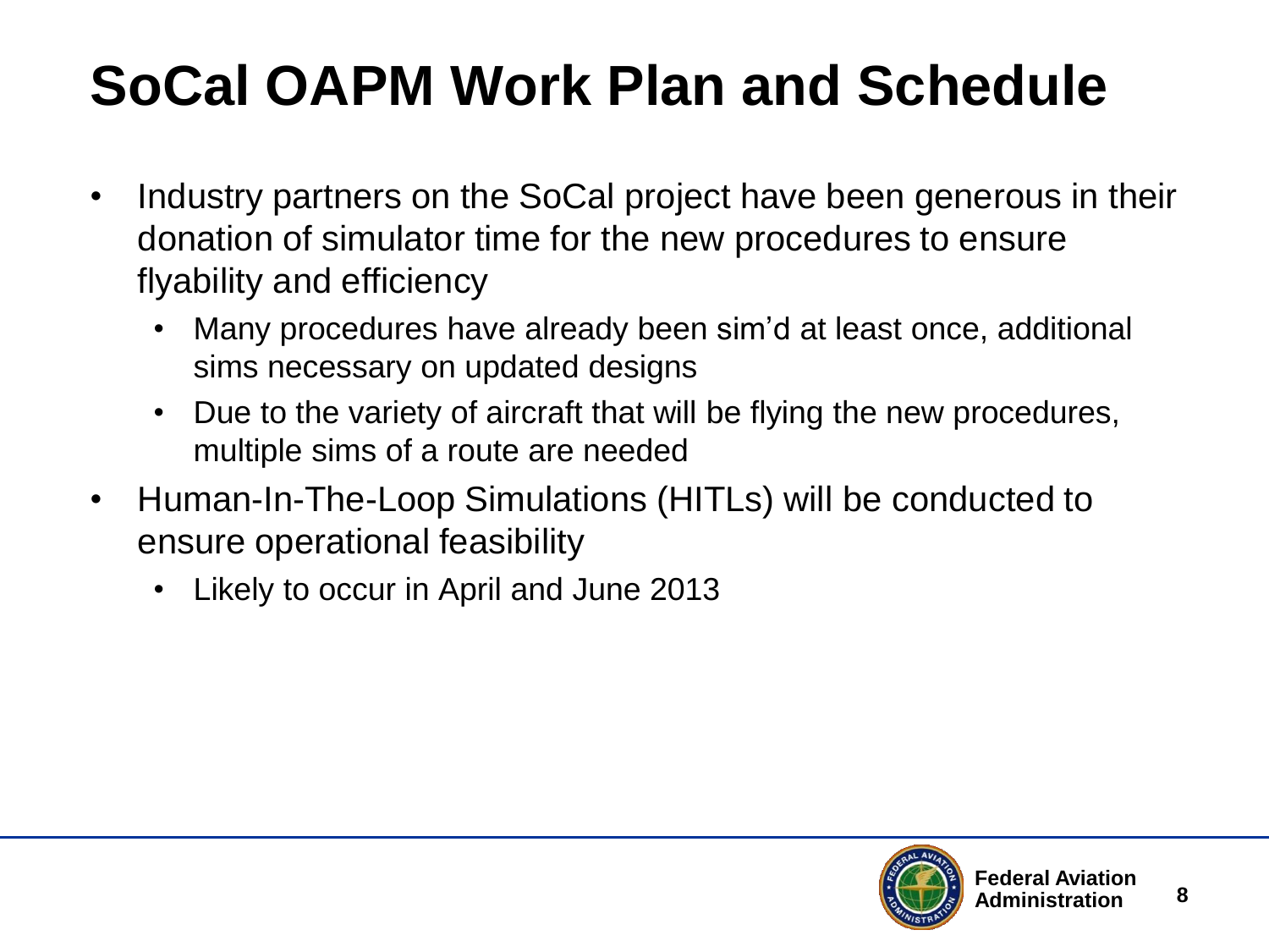# SoCal OAPM Work Plan and Schedule

- Industry partners on the SoCal project have been generous in their donation of simulator time for the new procedures to ensure flyability and efficiency
  - Many procedures have already been sim'd at least once, additional sims necessary on updated designs
  - Due to the variety of aircraft that will be flying the new procedures, multiple sims of a route are needed
- Human-In-The-Loop Simulations (HITLs) will be conducted to ensure operational feasibility
  - Likely to occur in April and June 2013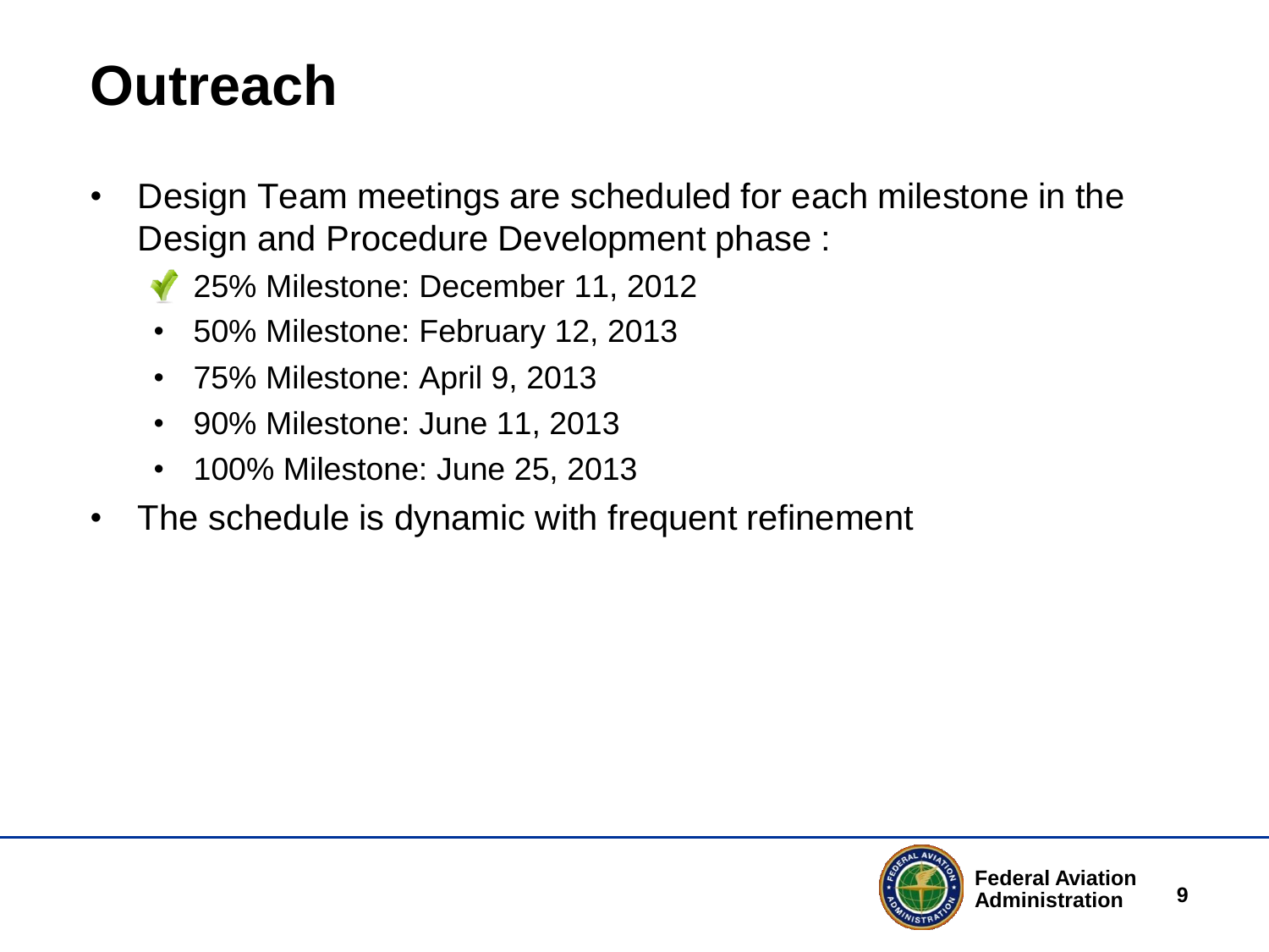# Outreach

- Design Team meetings are scheduled for each milestone in the Design and Procedure Development phase :
  - ✓ 25% Milestone: December 11, 2012
  - 50% Milestone: February 12, 2013
  - 75% Milestone: April 9, 2013
  - 90% Milestone: June 11, 2013
  - 100% Milestone: June 25, 2013
- The schedule is dynamic with frequent refinement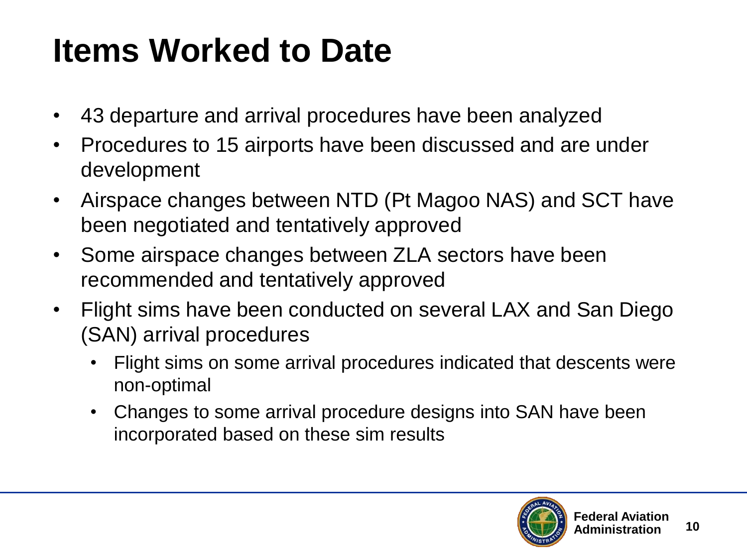# Items Worked to Date

- 43 departure and arrival procedures have been analyzed
- Procedures to 15 airports have been discussed and are under development
- Airspace changes between NTD (Pt Magoo NAS) and SCT have been negotiated and tentatively approved
- Some airspace changes between ZLA sectors have been recommended and tentatively approved
- Flight sims have been conducted on several LAX and San Diego (SAN) arrival procedures
  - Flight sims on some arrival procedures indicated that descents were non-optimal
  - Changes to some arrival procedure designs into SAN have been incorporated based on these sim results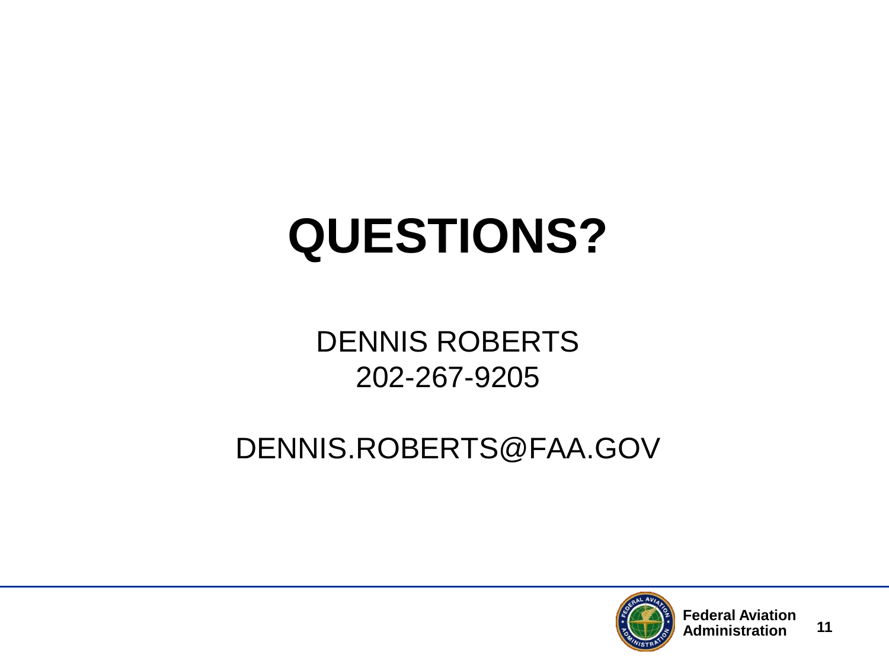# QUESTIONS?

DENNIS ROBERTS
202-267-9205

DENNIS.ROBERTS@FAA.GOV